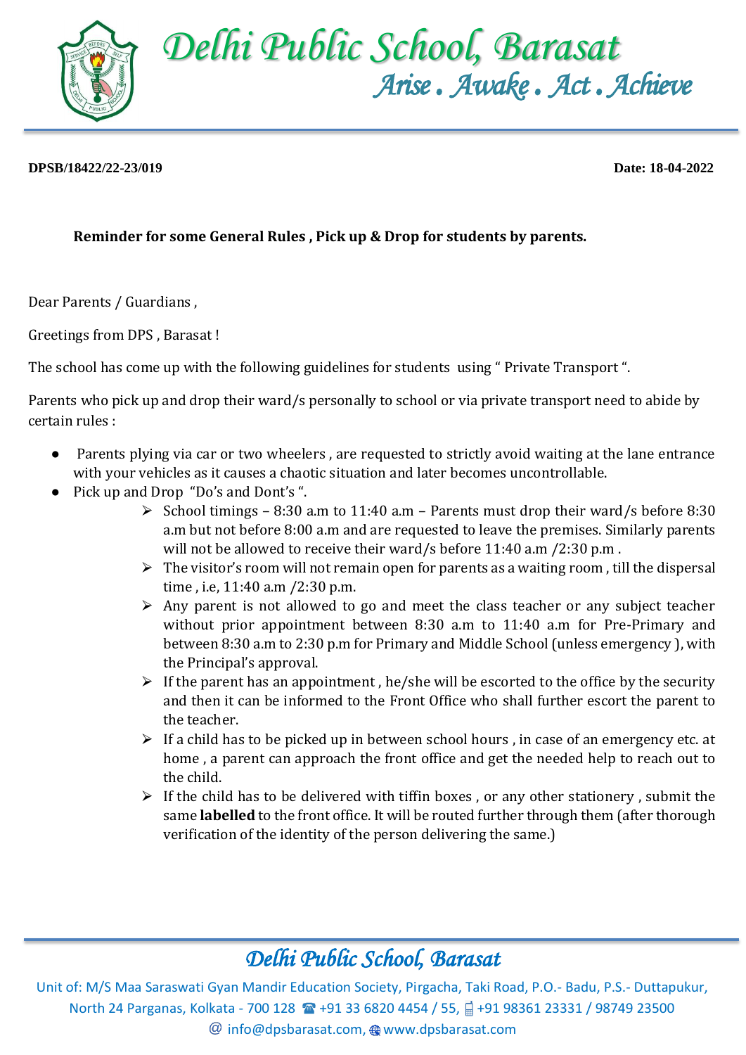# Delhi Public School, Barasat

*Arise . Awake . Act . Achieve*

**DPSB/18422/22-23/019** **Date: 18-04-2022**

**Reminder for some General Rules , Pick up & Drop for students by parents.**

Dear Parents / Guardians ,

Greetings from DPS , Barasat !

The school has come up with the following guidelines for students using " Private Transport ".

Parents who pick up and drop their ward/s personally to school or via private transport need to abide by certain rules :

- Parents plying via car or two wheelers , are requested to strictly avoid waiting at the lane entrance with your vehicles as it causes a chaotic situation and later becomes uncontrollable.
- Pick up and Drop "Do's and Dont's ".
    - School timings – 8:30 a.m to 11:40 a.m – Parents must drop their ward/s before 8:30 a.m but not before 8:00 a.m and are requested to leave the premises. Similarly parents will not be allowed to receive their ward/s before 11:40 a.m /2:30 p.m .
    - The visitor's room will not remain open for parents as a waiting room , till the dispersal time , i.e, 11:40 a.m /2:30 p.m.
    - Any parent is not allowed to go and meet the class teacher or any subject teacher without prior appointment between 8:30 a.m to 11:40 a.m for Pre-Primary and between 8:30 a.m to 2:30 p.m for Primary and Middle School (unless emergency ), with the Principal's approval.
    - If the parent has an appointment , he/she will be escorted to the office by the security and then it can be informed to the Front Office who shall further escort the parent to the teacher.
    - If a child has to be picked up in between school hours , in case of an emergency etc. at home , a parent can approach the front office and get the needed help to reach out to the child.
    - If the child has to be delivered with tiffin boxes , or any other stationery , submit the same **labelled** to the front office. It will be routed further through them (after thorough verification of the identity of the person delivering the same.)

*Delhi Public School, Barasat*

Unit of: M/S Maa Saraswati Gyan Mandir Education Society, Pirgacha, Taki Road, P.O.- Badu, P.S.- Duttapukur, North 24 Parganas, Kolkata - 700 128 ☎ +91 33 6820 4454 / 55, +91 98361 23331 / 98749 23500

@ info@dpsbarasat.com, www.dpsbarasat.com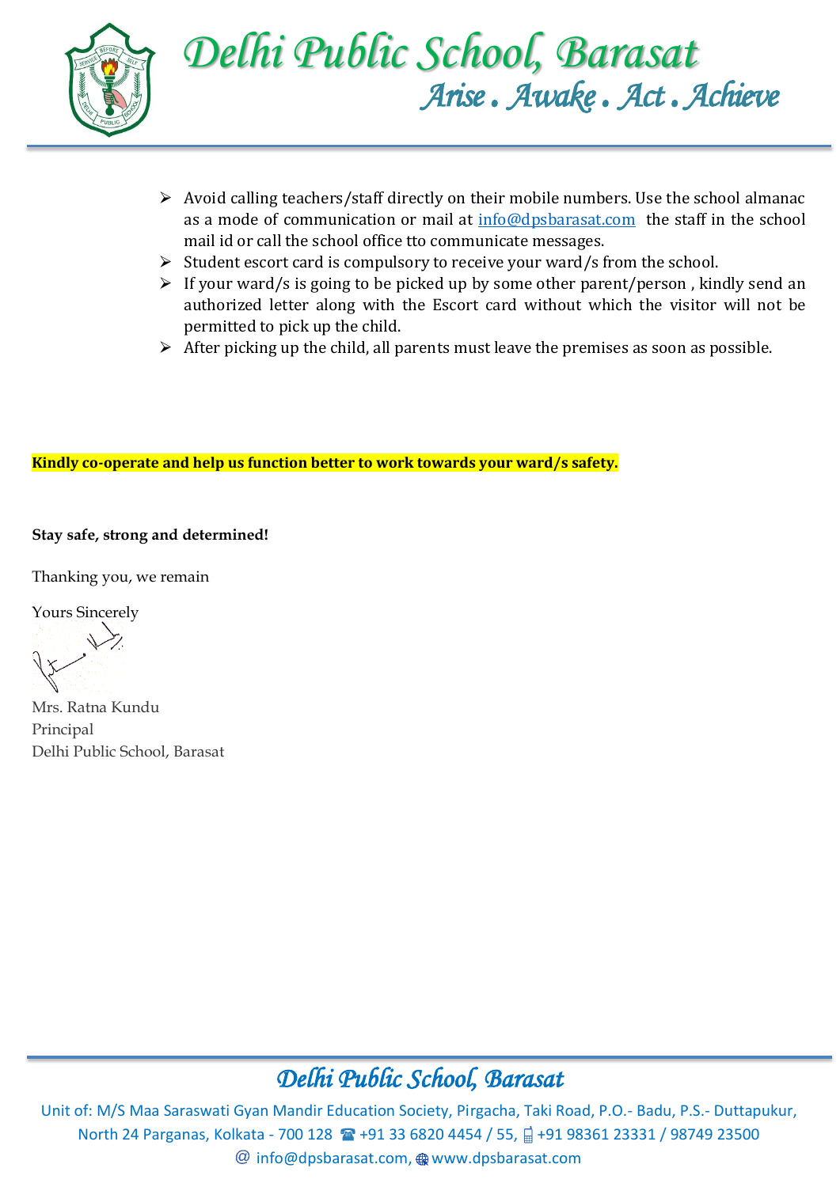- Avoid calling teachers/staff directly on their mobile numbers. Use the school almanac as a mode of communication or mail at info@dpsbarasat.com the staff in the school mail id or call the school office tto communicate messages.
- Student escort card is compulsory to receive your ward/s from the school.
- If your ward/s is going to be picked up by some other parent/person , kindly send an authorized letter along with the Escort card without which the visitor will not be permitted to pick up the child.
- After picking up the child, all parents must leave the premises as soon as possible.

**Kindly co-operate and help us function better to work towards your ward/s safety.**

**Stay safe, strong and determined!**

Thanking you, we remain

Yours Sincerely

Mrs. Ratna Kundu
Principal
Delhi Public School, Barasat